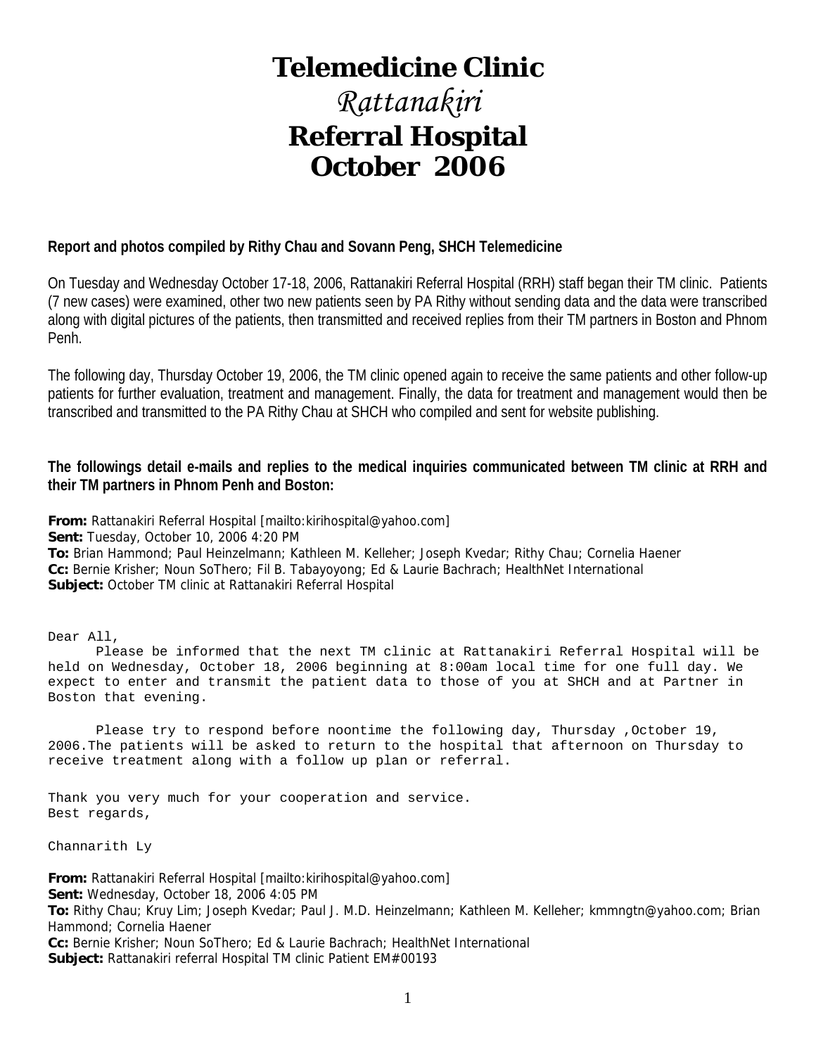# Telemedicine Clinic

## *Rattanakiri*

## Referral Hospital October 2006

**Report and photos compiled by Rithy Chau and Sovann Peng, SHCH Telemedicine**

On Tuesday and Wednesday October 17-18, 2006, Rattanakiri Referral Hospital (RRH) staff began their TM clinic. Patients (7 new cases) were examined, other two new patients seen by PA Rithy without sending data and the data were transcribed along with digital pictures of the patients, then transmitted and received replies from their TM partners in Boston and Phnom Penh.

The following day, Thursday October 19, 2006, the TM clinic opened again to receive the same patients and other follow-up patients for further evaluation, treatment and management. Finally, the data for treatment and management would then be transcribed and transmitted to the PA Rithy Chau at SHCH who compiled and sent for website publishing.

**The followings detail e-mails and replies to the medical inquiries communicated between TM clinic at RRH and their TM partners in Phnom Penh and Boston:**

**From:** Rattanakiri Referral Hospital [mailto:kirihospital@yahoo.com]
**Sent:** Tuesday, October 10, 2006 4:20 PM
**To:** Brian Hammond; Paul Heinzelmann; Kathleen M. Kelleher; Joseph Kvedar; Rithy Chau; Cornelia Haener
**Cc:** Bernie Krisher; Noun SoThero; Fil B. Tabayoyong; Ed & Laurie Bachrach; HealthNet International
**Subject:** October TM clinic at Rattanakiri Referral Hospital

Dear All,

Please be informed that the next TM clinic at Rattanakiri Referral Hospital will be held on Wednesday, October 18, 2006 beginning at 8:00am local time for one full day. We expect to enter and transmit the patient data to those of you at SHCH and at Partner in Boston that evening.

Please try to respond before noontime the following day, Thursday ,October 19, 2006.The patients will be asked to return to the hospital that afternoon on Thursday to receive treatment along with a follow up plan or referral.

Thank you very much for your cooperation and service.
Best regards,

Channarith Ly

**From:** Rattanakiri Referral Hospital [mailto:kirihospital@yahoo.com]
**Sent:** Wednesday, October 18, 2006 4:05 PM
**To:** Rithy Chau; Kruy Lim; Joseph Kvedar; Paul J. M.D. Heinzelmann; Kathleen M. Kelleher; kmmngtn@yahoo.com; Brian Hammond; Cornelia Haener
**Cc:** Bernie Krisher; Noun SoThero; Ed & Laurie Bachrach; HealthNet International
**Subject:** Rattanakiri referral Hospital TM clinic Patient EM#00193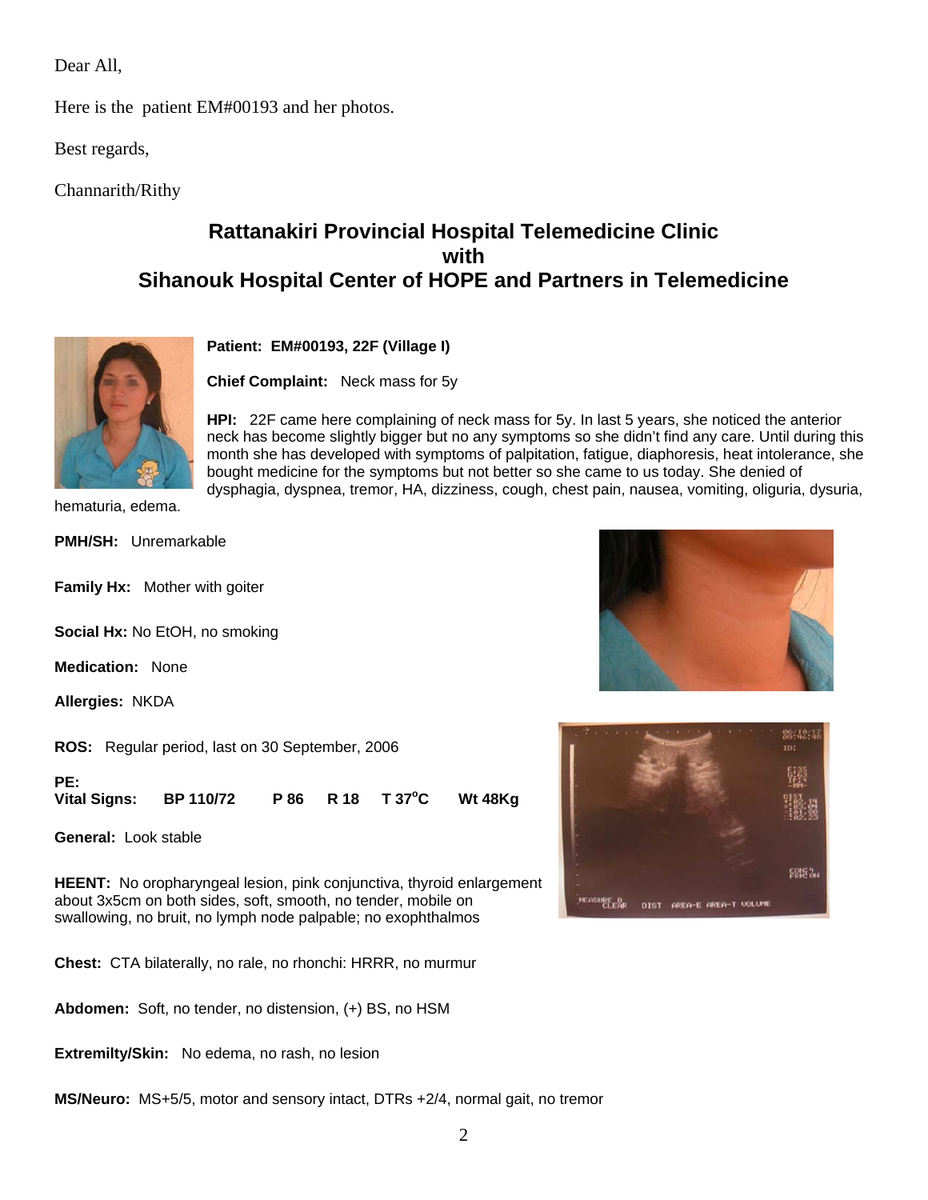Dear All,

Here is the patient EM#00193 and her photos.

Best regards,

Channarith/Rithy

## Rattanakiri Provincial Hospital Telemedicine Clinic with Sihanouk Hospital Center of HOPE and Partners in Telemedicine

**Patient: EM#00193, 22F (Village I)**

**Chief Complaint:** Neck mass for 5y

**HPI:** 22F came here complaining of neck mass for 5y. In last 5 years, she noticed the anterior neck has become slightly bigger but no any symptoms so she didn't find any care. Until during this month she has developed with symptoms of palpitation, fatigue, diaphoresis, heat intolerance, she bought medicine for the symptoms but not better so she came to us today. She denied of dysphagia, dyspnea, tremor, HA, dizziness, cough, chest pain, nausea, vomiting, oliguria, dysuria, hematuria, edema.

**PMH/SH:** Unremarkable

**Family Hx:** Mother with goiter

**Social Hx:** No EtOH, no smoking

**Medication:** None

**Allergies:** NKDA

**ROS:** Regular period, last on 30 September, 2006

**PE:**
**Vital Signs:** **BP 110/72** **P 86** **R 18** **T 37°C** **Wt 48Kg**

**General:** Look stable

**HEENT:** No oropharyngeal lesion, pink conjunctiva, thyroid enlargement about 3x5cm on both sides, soft, smooth, no tender, mobile on swallowing, no bruit, no lymph node palpable; no exophthalmos

**Chest:** CTA bilaterally, no rale, no rhonchi: HRRR, no murmur

**Abdomen:** Soft, no tender, no distension, (+) BS, no HSM

**Extremilty/Skin:** No edema, no rash, no lesion

**MS/Neuro:** MS+5/5, motor and sensory intact, DTRs +2/4, normal gait, no tremor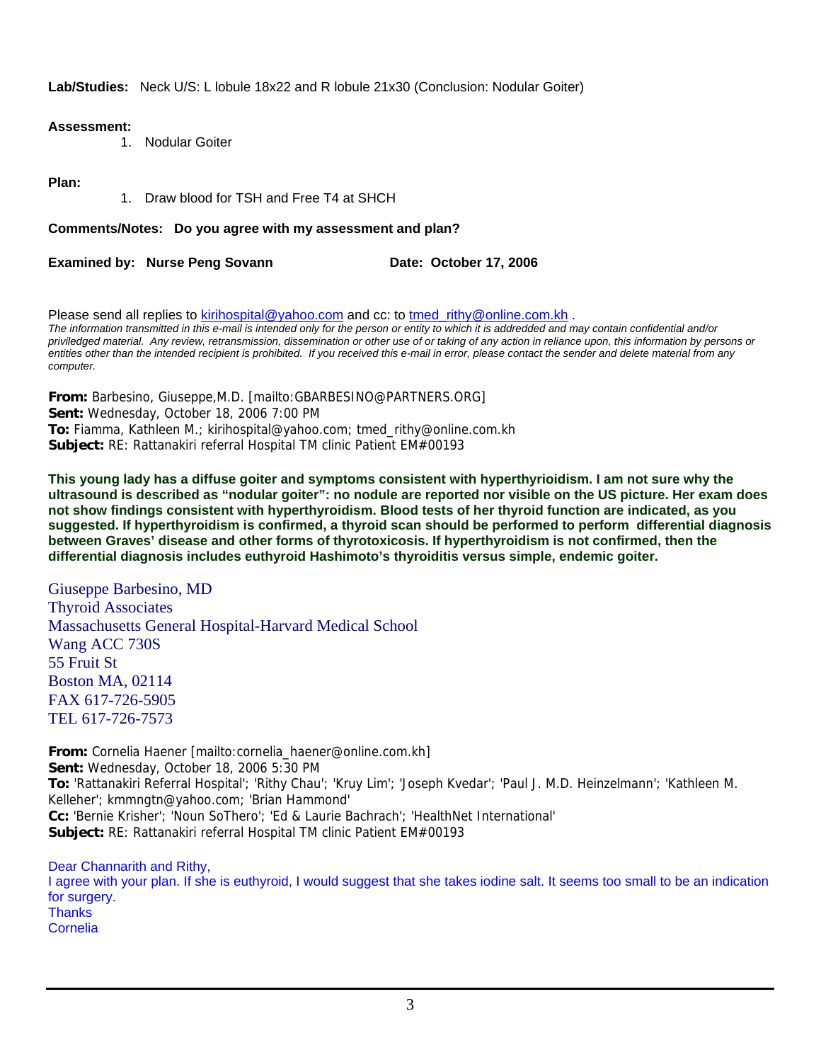**Lab/Studies:** Neck U/S: L lobule 18x22 and R lobule 21x30 (Conclusion: Nodular Goiter)

**Assessment:**

1. Nodular Goiter

**Plan:**

1. Draw blood for TSH and Free T4 at SHCH

**Comments/Notes: Do you agree with my assessment and plan?**

**Examined by: Nurse Peng Sovann** **Date: October 17, 2006**

Please send all replies to kirihospital@yahoo.com and cc: to tmed_rithy@online.com.kh .

*The information transmitted in this e-mail is intended only for the person or entity to which it is addredded and may contain confidential and/or priviledged material. Any review, retransmission, dissemination or other use of or taking of any action in reliance upon, this information by persons or entities other than the intended recipient is prohibited. If you received this e-mail in error, please contact the sender and delete material from any computer.*

**From:** Barbesino, Giuseppe,M.D. [mailto:GBARBESINO@PARTNERS.ORG]
**Sent:** Wednesday, October 18, 2006 7:00 PM
**To:** Fiamma, Kathleen M.; kirihospital@yahoo.com; tmed_rithy@online.com.kh
**Subject:** RE: Rattanakiri referral Hospital TM clinic Patient EM#00193

**This young lady has a diffuse goiter and symptoms consistent with hyperthyroidism. I am not sure why the ultrasound is described as “nodular goiter”: no nodule are reported nor visible on the US picture. Her exam does not show findings consistent with hyperthyroidism. Blood tests of her thyroid function are indicated, as you suggested. If hyperthyroidism is confirmed, a thyroid scan should be performed to perform differential diagnosis between Graves’ disease and other forms of thyrotoxicosis. If hyperthyroidism is not confirmed, then the differential diagnosis includes euthyroid Hashimoto’s thyroiditis versus simple, endemic goiter.**

Giuseppe Barbesino, MD
Thyroid Associates
Massachusetts General Hospital-Harvard Medical School
Wang ACC 730S
55 Fruit St
Boston MA, 02114
FAX 617-726-5905
TEL 617-726-7573

**From:** Cornelia Haener [mailto:cornelia_haener@online.com.kh]
**Sent:** Wednesday, October 18, 2006 5:30 PM
**To:** 'Rattanakiri Referral Hospital'; 'Rithy Chau'; 'Kruy Lim'; 'Joseph Kvedar'; 'Paul J. M.D. Heinzelmann'; 'Kathleen M. Kelleher'; kmmngtn@yahoo.com; 'Brian Hammond'
**Cc:** 'Bernie Krisher'; 'Noun SoThero'; 'Ed & Laurie Bachrach'; 'HealthNet International'
**Subject:** RE: Rattanakiri referral Hospital TM clinic Patient EM#00193

Dear Channarith and Rithy,
I agree with your plan. If she is euthyroid, I would suggest that she takes iodine salt. It seems too small to be an indication for surgery.
Thanks
Cornelia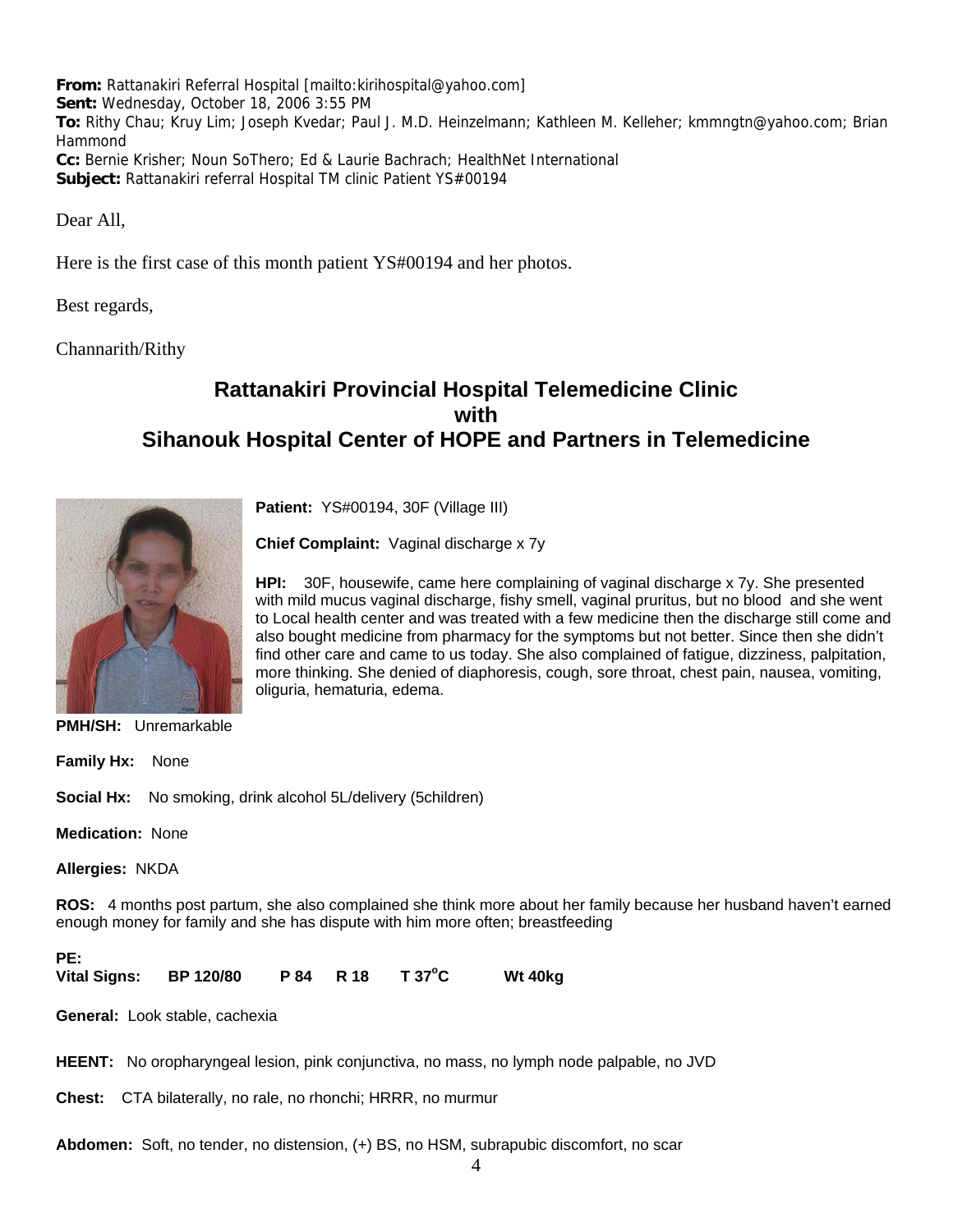**From:** Rattanakiri Referral Hospital [mailto:kirihospital@yahoo.com]
**Sent:** Wednesday, October 18, 2006 3:55 PM
**To:** Rithy Chau; Kruy Lim; Joseph Kvedar; Paul J. M.D. Heinzelmann; Kathleen M. Kelleher; kmmngtn@yahoo.com; Brian Hammond
**Cc:** Bernie Krisher; Noun SoThero; Ed & Laurie Bachrach; HealthNet International
**Subject:** Rattanakiri referral Hospital TM clinic Patient YS#00194

Dear All,

Here is the first case of this month patient YS#00194 and her photos.

Best regards,

Channarith/Rithy

## Rattanakiri Provincial Hospital Telemedicine Clinic with Sihanouk Hospital Center of HOPE and Partners in Telemedicine

**Patient:** YS#00194, 30F (Village III)

**Chief Complaint:** Vaginal discharge x 7y

**HPI:** 30F, housewife, came here complaining of vaginal discharge x 7y. She presented with mild mucus vaginal discharge, fishy smell, vaginal pruritus, but no blood and she went to Local health center and was treated with a few medicine then the discharge still come and also bought medicine from pharmacy for the symptoms but not better. Since then she didn't find other care and came to us today. She also complained of fatigue, dizziness, palpitation, more thinking. She denied of diaphoresis, cough, sore throat, chest pain, nausea, vomiting, oliguria, hematuria, edema.

**PMH/SH:** Unremarkable

**Family Hx:** None

**Social Hx:** No smoking, drink alcohol 5L/delivery (5children)

**Medication:** None

**Allergies:** NKDA

**ROS:** 4 months post partum, she also complained she think more about her family because her husband haven't earned enough money for family and she has dispute with him more often; breastfeeding

**PE:**
**Vital Signs: BP 120/80 P 84 R 18 T 37°C Wt 40kg**

**General:** Look stable, cachexia

**HEENT:** No oropharyngeal lesion, pink conjunctiva, no mass, no lymph node palpable, no JVD

**Chest:** CTA bilaterally, no rale, no rhonchi; HRRR, no murmur

**Abdomen:** Soft, no tender, no distension, (+) BS, no HSM, subrapubic discomfort, no scar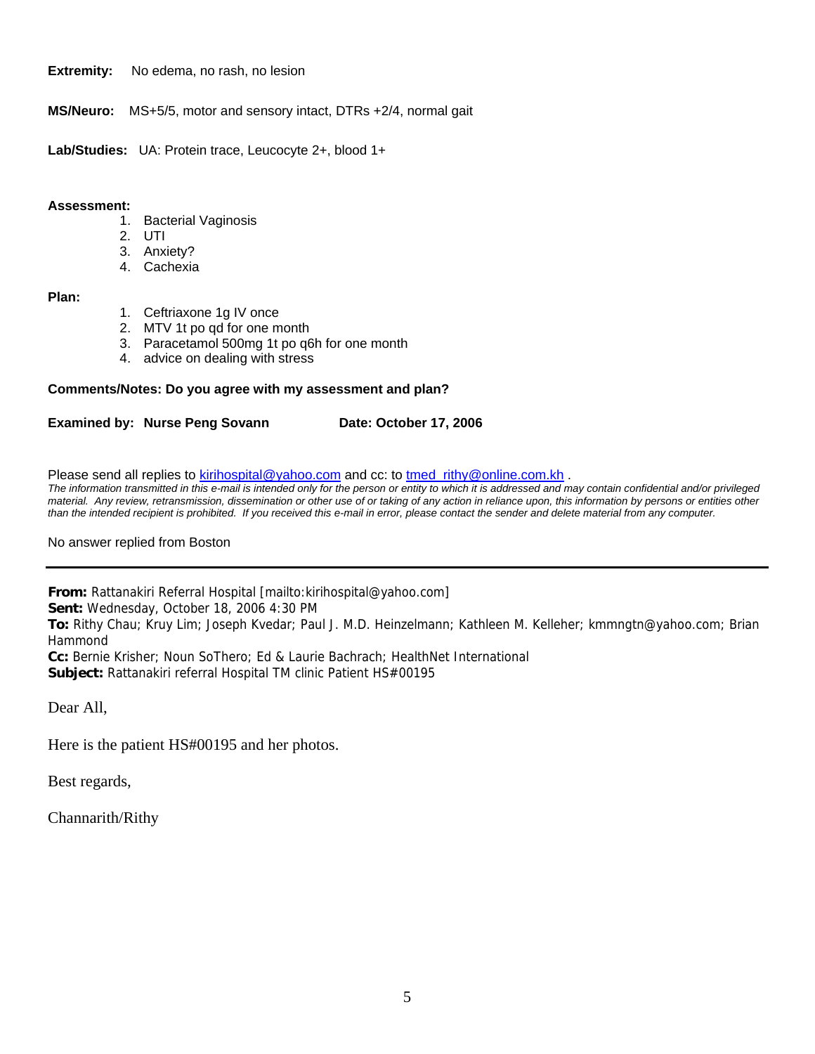**Extremity:** No edema, no rash, no lesion

**MS/Neuro:** MS+5/5, motor and sensory intact, DTRs +2/4, normal gait

**Lab/Studies:** UA: Protein trace, Leucocyte 2+, blood 1+

**Assessment:**

1. Bacterial Vaginosis
2. UTI
3. Anxiety?
4. Cachexia

**Plan:**

1. Ceftriaxone 1g IV once
2. MTV 1t po qd for one month
3. Paracetamol 500mg 1t po q6h for one month
4. advice on dealing with stress

**Comments/Notes: Do you agree with my assessment and plan?**

**Examined by: Nurse Peng Sovann** **Date: October 17, 2006**

Please send all replies to kirihospital@yahoo.com and cc: to tmed_rithy@online.com.kh .

*The information transmitted in this e-mail is intended only for the person or entity to which it is addressed and may contain confidential and/or privileged material. Any review, retransmission, dissemination or other use of or taking of any action in reliance upon, this information by persons or entities other than the intended recipient is prohibited. If you received this e-mail in error, please contact the sender and delete material from any computer.*

No answer replied from Boston

---

**From:** Rattanakiri Referral Hospital [mailto:kirihospital@yahoo.com]
**Sent:** Wednesday, October 18, 2006 4:30 PM
**To:** Rithy Chau; Kruy Lim; Joseph Kvedar; Paul J. M.D. Heinzelmann; Kathleen M. Kelleher; kmmngtn@yahoo.com; Brian Hammond
**Cc:** Bernie Krisher; Noun SoThero; Ed & Laurie Bachrach; HealthNet International
**Subject:** Rattanakiri referral Hospital TM clinic Patient HS#00195

Dear All,

Here is the patient HS#00195 and her photos.

Best regards,

Channarith/Rithy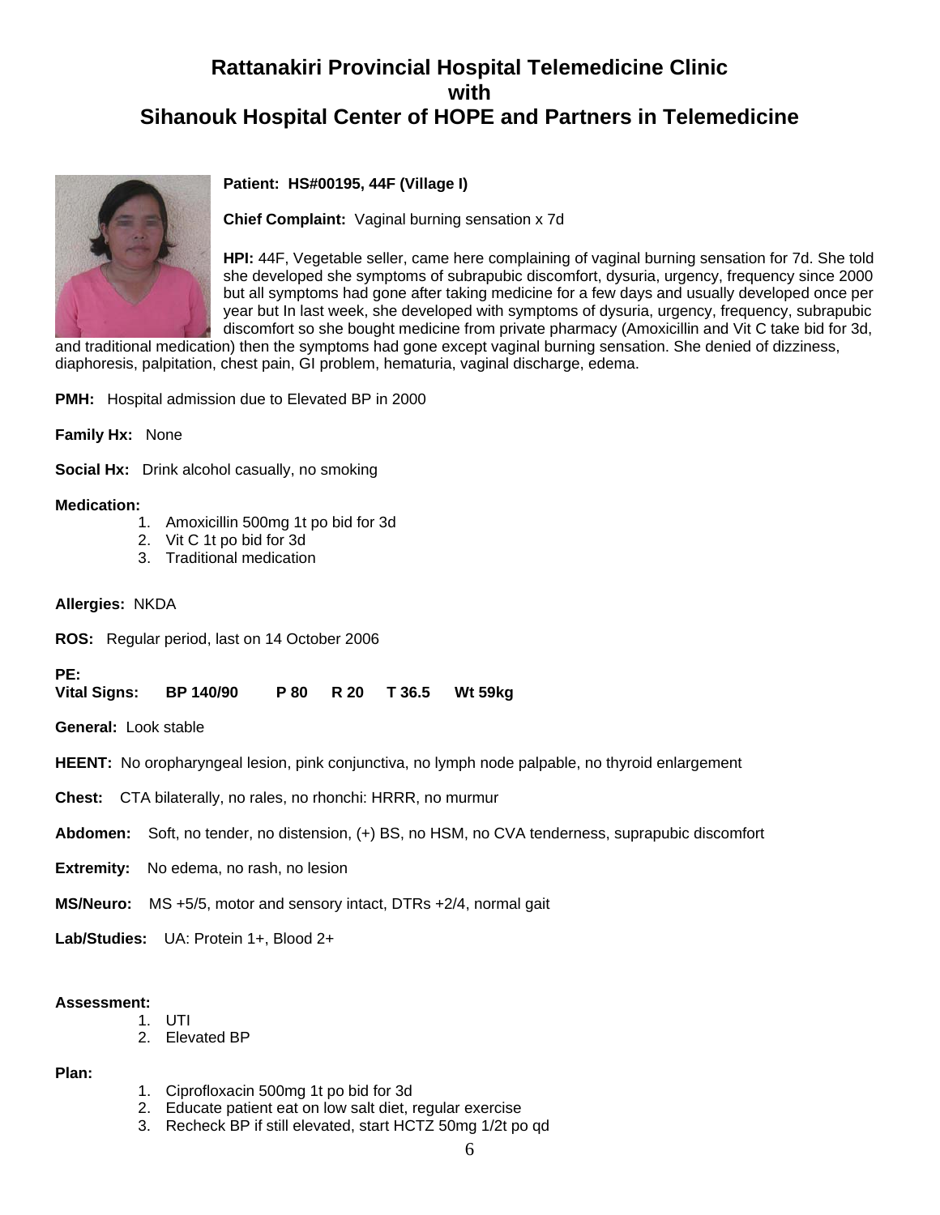# Rattanakiri Provincial Hospital Telemedicine Clinic with Sihanouk Hospital Center of HOPE and Partners in Telemedicine

**Patient: HS#00195, 44F (Village I)**

**Chief Complaint:** Vaginal burning sensation x 7d

**HPI:** 44F, Vegetable seller, came here complaining of vaginal burning sensation for 7d. She told she developed she symptoms of subrapubic discomfort, dysuria, urgency, frequency since 2000 but all symptoms had gone after taking medicine for a few days and usually developed once per year but In last week, she developed with symptoms of dysuria, urgency, frequency, subrapubic discomfort so she bought medicine from private pharmacy (Amoxicillin and Vit C take bid for 3d, and traditional medication) then the symptoms had gone except vaginal burning sensation. She denied of dizziness, diaphoresis, palpitation, chest pain, GI problem, hematuria, vaginal discharge, edema.

**PMH:** Hospital admission due to Elevated BP in 2000

**Family Hx:** None

**Social Hx:** Drink alcohol casually, no smoking

**Medication:**

1. Amoxicillin 500mg 1t po bid for 3d
2. Vit C 1t po bid for 3d
3. Traditional medication

**Allergies:** NKDA

**ROS:** Regular period, last on 14 October 2006

**PE:**

**Vital Signs: BP 140/90 P 80 R 20 T 36.5 Wt 59kg**

**General:** Look stable

**HEENT:** No oropharyngeal lesion, pink conjunctiva, no lymph node palpable, no thyroid enlargement

**Chest:** CTA bilaterally, no rales, no rhonchi: HRRR, no murmur

**Abdomen:** Soft, no tender, no distension, (+) BS, no HSM, no CVA tenderness, suprapubic discomfort

**Extremity:** No edema, no rash, no lesion

**MS/Neuro:** MS +5/5, motor and sensory intact, DTRs +2/4, normal gait

**Lab/Studies:** UA: Protein 1+, Blood 2+

**Assessment:**

1. UTI
2. Elevated BP

**Plan:**

1. Ciprofloxacin 500mg 1t po bid for 3d
2. Educate patient eat on low salt diet, regular exercise
3. Recheck BP if still elevated, start HCTZ 50mg 1/2t po qd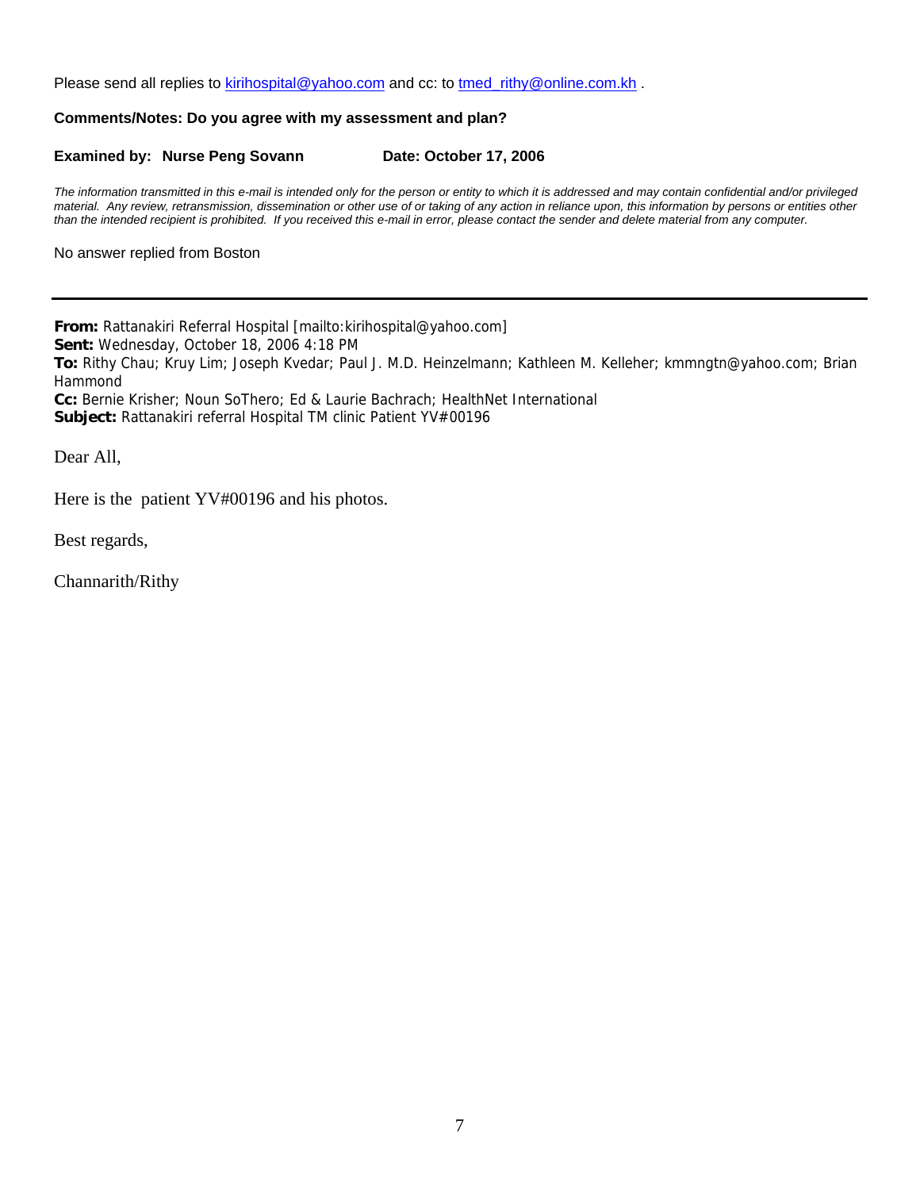Please send all replies to kirihospital@yahoo.com and cc: to tmed_rithy@online.com.kh .

**Comments/Notes: Do you agree with my assessment and plan?**

**Examined by: Nurse Peng Sovann    Date: October 17, 2006**

*The information transmitted in this e-mail is intended only for the person or entity to which it is addressed and may contain confidential and/or privileged material. Any review, retransmission, dissemination or other use of or taking of any action in reliance upon, this information by persons or entities other than the intended recipient is prohibited. If you received this e-mail in error, please contact the sender and delete material from any computer.*

No answer replied from Boston

---

**From:** Rattanakiri Referral Hospital [mailto:kirihospital@yahoo.com]
**Sent:** Wednesday, October 18, 2006 4:18 PM
**To:** Rithy Chau; Kruy Lim; Joseph Kvedar; Paul J. M.D. Heinzelmann; Kathleen M. Kelleher; kmmngtn@yahoo.com; Brian Hammond
**Cc:** Bernie Krisher; Noun SoThero; Ed & Laurie Bachrach; HealthNet International
**Subject:** Rattanakiri referral Hospital TM clinic Patient YV#00196

Dear All,

Here is the patient YV#00196 and his photos.

Best regards,

Channarith/Rithy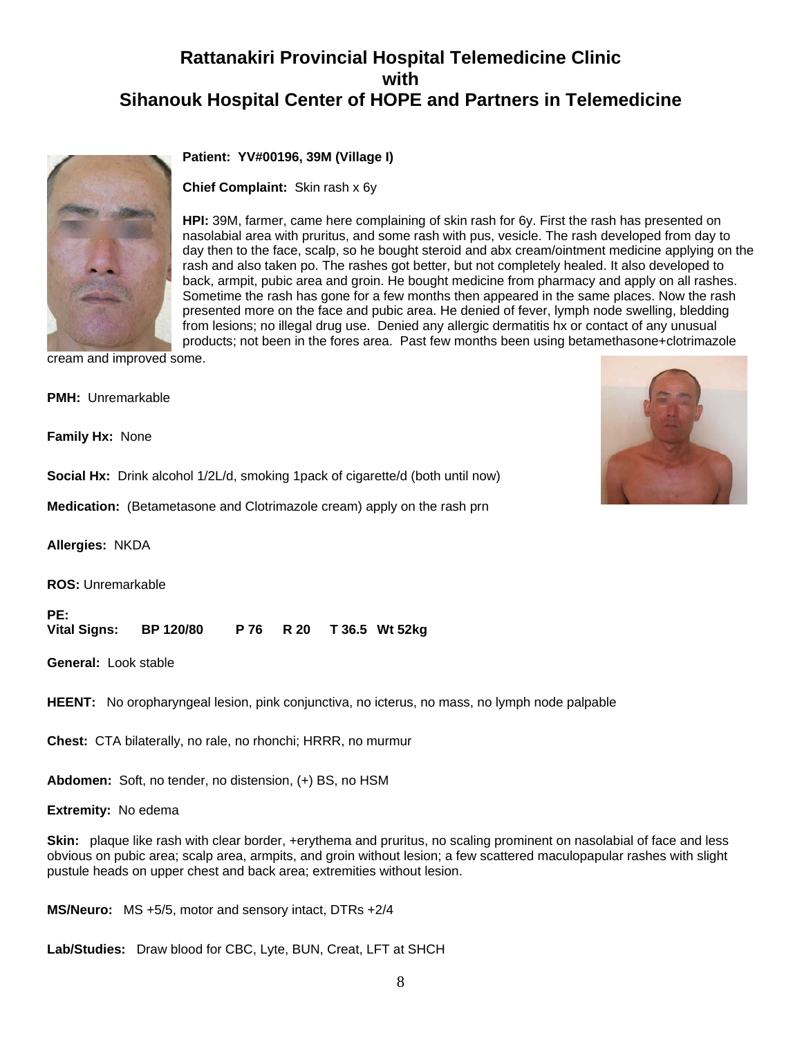# Rattanakiri Provincial Hospital Telemedicine Clinic with Sihanouk Hospital Center of HOPE and Partners in Telemedicine

**Patient: YV#00196, 39M (Village I)**

**Chief Complaint:** Skin rash x 6y

**HPI:** 39M, farmer, came here complaining of skin rash for 6y. First the rash has presented on nasolabial area with pruritus, and some rash with pus, vesicle. The rash developed from day to day then to the face, scalp, so he bought steroid and abx cream/ointment medicine applying on the rash and also taken po. The rashes got better, but not completely healed. It also developed to back, armpit, pubic area and groin. He bought medicine from pharmacy and apply on all rashes. Sometime the rash has gone for a few months then appeared in the same places. Now the rash presented more on the face and pubic area. He denied of fever, lymph node swelling, bledding from lesions; no illegal drug use. Denied any allergic dermatitis hx or contact of any unusual products; not been in the fores area. Past few months been using betamethasone+clotrimazole cream and improved some.

**PMH:** Unremarkable

**Family Hx:** None

**Social Hx:** Drink alcohol 1/2L/d, smoking 1pack of cigarette/d (both until now)

**Medication:** (Betametasone and Clotrimazole cream) apply on the rash prn

**Allergies:** NKDA

**ROS:** Unremarkable

**PE:**
**Vital Signs: BP 120/80 P 76 R 20 T 36.5 Wt 52kg**

**General:** Look stable

**HEENT:** No oropharyngeal lesion, pink conjunctiva, no icterus, no mass, no lymph node palpable

**Chest:** CTA bilaterally, no rale, no rhonchi; HRRR, no murmur

**Abdomen:** Soft, no tender, no distension, (+) BS, no HSM

**Extremity:** No edema

**Skin:** plaque like rash with clear border, +erythema and pruritus, no scaling prominent on nasolabial of face and less obvious on pubic area; scalp area, armpits, and groin without lesion; a few scattered maculopapular rashes with slight pustule heads on upper chest and back area; extremities without lesion.

**MS/Neuro:** MS +5/5, motor and sensory intact, DTRs +2/4

**Lab/Studies:** Draw blood for CBC, Lyte, BUN, Creat, LFT at SHCH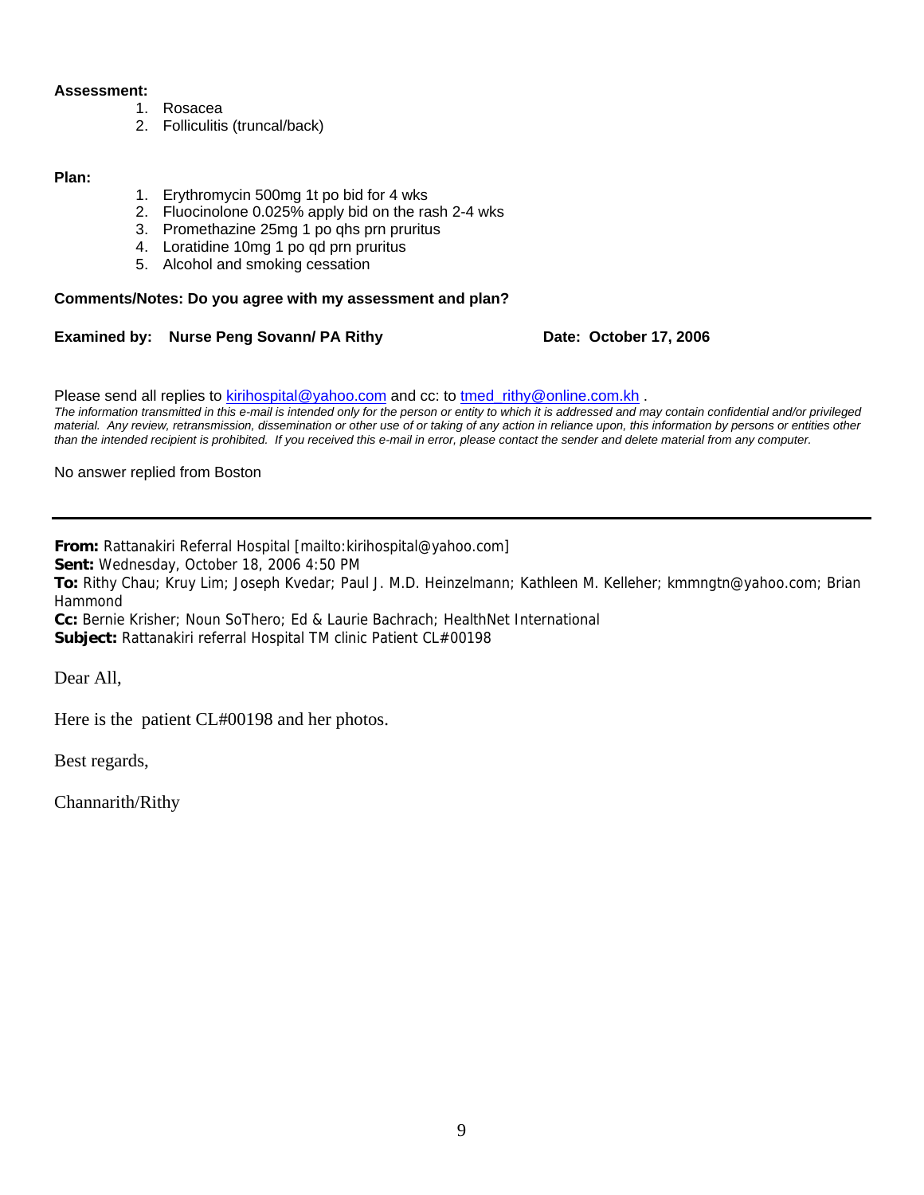**Assessment:**

1. Rosacea
2. Folliculitis (truncal/back)

**Plan:**

1. Erythromycin 500mg 1t po bid for 4 wks
2. Fluocinolone 0.025% apply bid on the rash 2-4 wks
3. Promethazine 25mg 1 po qhs prn pruritus
4. Loratidine 10mg 1 po qd prn pruritus
5. Alcohol and smoking cessation

**Comments/Notes: Do you agree with my assessment and plan?**

**Examined by: Nurse Peng Sovann/ PA Rithy** **Date: October 17, 2006**

Please send all replies to kirihospital@yahoo.com and cc: to tmed_rithy@online.com.kh .

*The information transmitted in this e-mail is intended only for the person or entity to which it is addressed and may contain confidential and/or privileged material. Any review, retransmission, dissemination or other use of or taking of any action in reliance upon, this information by persons or entities other than the intended recipient is prohibited. If you received this e-mail in error, please contact the sender and delete material from any computer.*

No answer replied from Boston

---

**From:** Rattanakiri Referral Hospital [mailto:kirihospital@yahoo.com]
**Sent:** Wednesday, October 18, 2006 4:50 PM
**To:** Rithy Chau; Kruy Lim; Joseph Kvedar; Paul J. M.D. Heinzelmann; Kathleen M. Kelleher; kmmngtn@yahoo.com; Brian Hammond
**Cc:** Bernie Krisher; Noun SoThero; Ed & Laurie Bachrach; HealthNet International
**Subject:** Rattanakiri referral Hospital TM clinic Patient CL#00198

Dear All,

Here is the patient CL#00198 and her photos.

Best regards,

Channarith/Rithy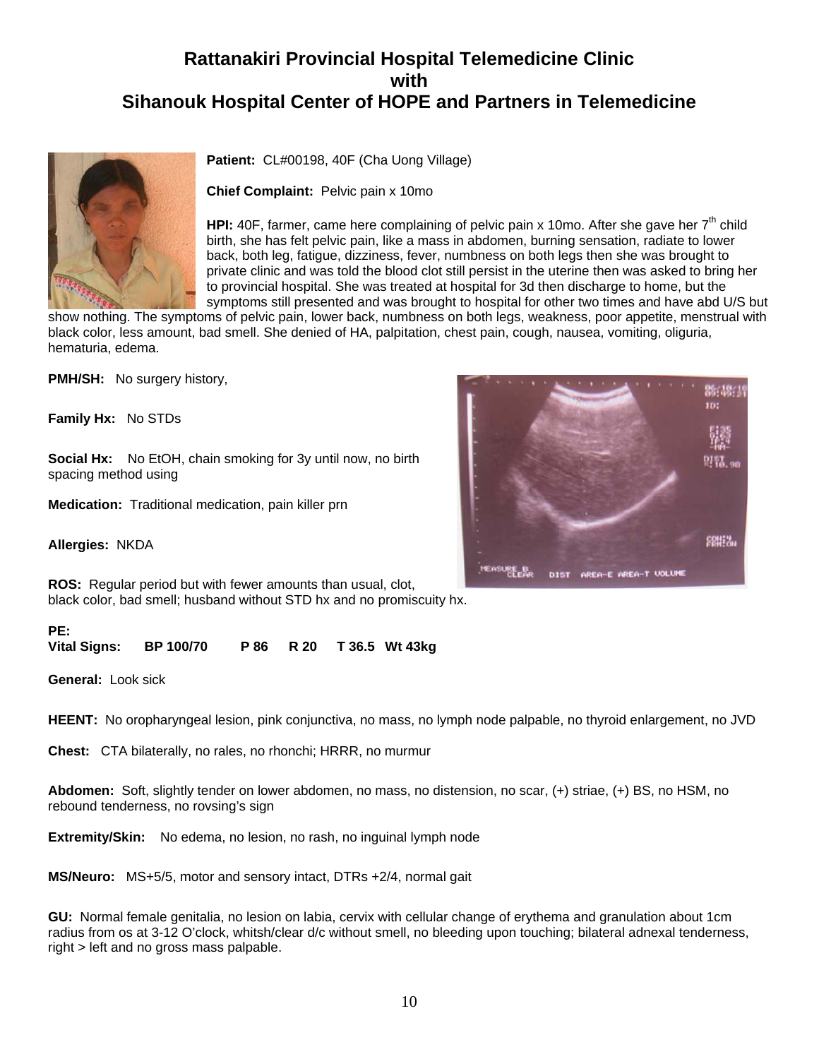# Rattanakiri Provincial Hospital Telemedicine Clinic
# with
# Sihanouk Hospital Center of HOPE and Partners in Telemedicine

**Patient:** CL#00198, 40F (Cha Uong Village)

**Chief Complaint:** Pelvic pain x 10mo

**HPI:** 40F, farmer, came here complaining of pelvic pain x 10mo. After she gave her 7th child birth, she has felt pelvic pain, like a mass in abdomen, burning sensation, radiate to lower back, both leg, fatigue, dizziness, fever, numbness on both legs then she was brought to private clinic and was told the blood clot still persist in the uterine then was asked to bring her to provincial hospital. She was treated at hospital for 3d then discharge to home, but the symptoms still presented and was brought to hospital for other two times and have abd U/S but show nothing. The symptoms of pelvic pain, lower back, numbness on both legs, weakness, poor appetite, menstrual with black color, less amount, bad smell. She denied of HA, palpitation, chest pain, cough, nausea, vomiting, oliguria, hematuria, edema.

**PMH/SH:** No surgery history,

**Family Hx:** No STDs

**Social Hx:** No EtOH, chain smoking for 3y until now, no birth spacing method using

**Medication:** Traditional medication, pain killer prn

**Allergies:** NKDA

**ROS:** Regular period but with fewer amounts than usual, clot, black color, bad smell; husband without STD hx and no promiscuity hx.

**PE:**

**Vital Signs:** **BP 100/70** **P 86** **R 20** **T 36.5** **Wt 43kg**

**General:** Look sick

**HEENT:** No oropharyngeal lesion, pink conjunctiva, no mass, no lymph node palpable, no thyroid enlargement, no JVD

**Chest:** CTA bilaterally, no rales, no rhonchi; HRRR, no murmur

**Abdomen:** Soft, slightly tender on lower abdomen, no mass, no distension, no scar, (+) striae, (+) BS, no HSM, no rebound tenderness, no rovsing's sign

**Extremity/Skin:** No edema, no lesion, no rash, no inguinal lymph node

**MS/Neuro:** MS+5/5, motor and sensory intact, DTRs +2/4, normal gait

**GU:** Normal female genitalia, no lesion on labia, cervix with cellular change of erythema and granulation about 1cm radius from os at 3-12 O'clock, whitsh/clear d/c without smell, no bleeding upon touching; bilateral adnexal tenderness, right > left and no gross mass palpable.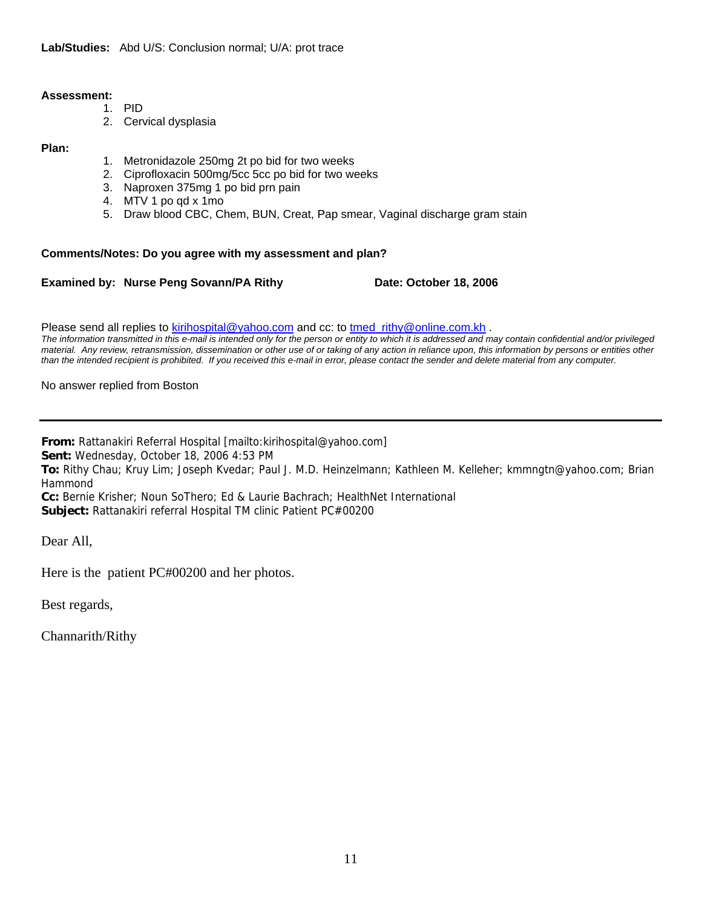**Lab/Studies:** Abd U/S: Conclusion normal; U/A: prot trace

**Assessment:**

1. PID
2. Cervical dysplasia

**Plan:**

1. Metronidazole 250mg 2t po bid for two weeks
2. Ciprofloxacin 500mg/5cc 5cc po bid for two weeks
3. Naproxen 375mg 1 po bid prn pain
4. MTV 1 po qd x 1mo
5. Draw blood CBC, Chem, BUN, Creat, Pap smear, Vaginal discharge gram stain

**Comments/Notes: Do you agree with my assessment and plan?**

**Examined by: Nurse Peng Sovann/PA Rithy** **Date: October 18, 2006**

Please send all replies to kirihospital@yahoo.com and cc: to tmed_rithy@online.com.kh .

*The information transmitted in this e-mail is intended only for the person or entity to which it is addressed and may contain confidential and/or privileged material. Any review, retransmission, dissemination or other use of or taking of any action in reliance upon, this information by persons or entities other than the intended recipient is prohibited. If you received this e-mail in error, please contact the sender and delete material from any computer.*

No answer replied from Boston

---

**From:** Rattanakiri Referral Hospital [mailto:kirihospital@yahoo.com]
**Sent:** Wednesday, October 18, 2006 4:53 PM
**To:** Rithy Chau; Kruy Lim; Joseph Kvedar; Paul J. M.D. Heinzelmann; Kathleen M. Kelleher; kmmngtn@yahoo.com; Brian Hammond
**Cc:** Bernie Krisher; Noun SoThero; Ed & Laurie Bachrach; HealthNet International
**Subject:** Rattanakiri referral Hospital TM clinic Patient PC#00200

Dear All,

Here is the patient PC#00200 and her photos.

Best regards,

Channarith/Rithy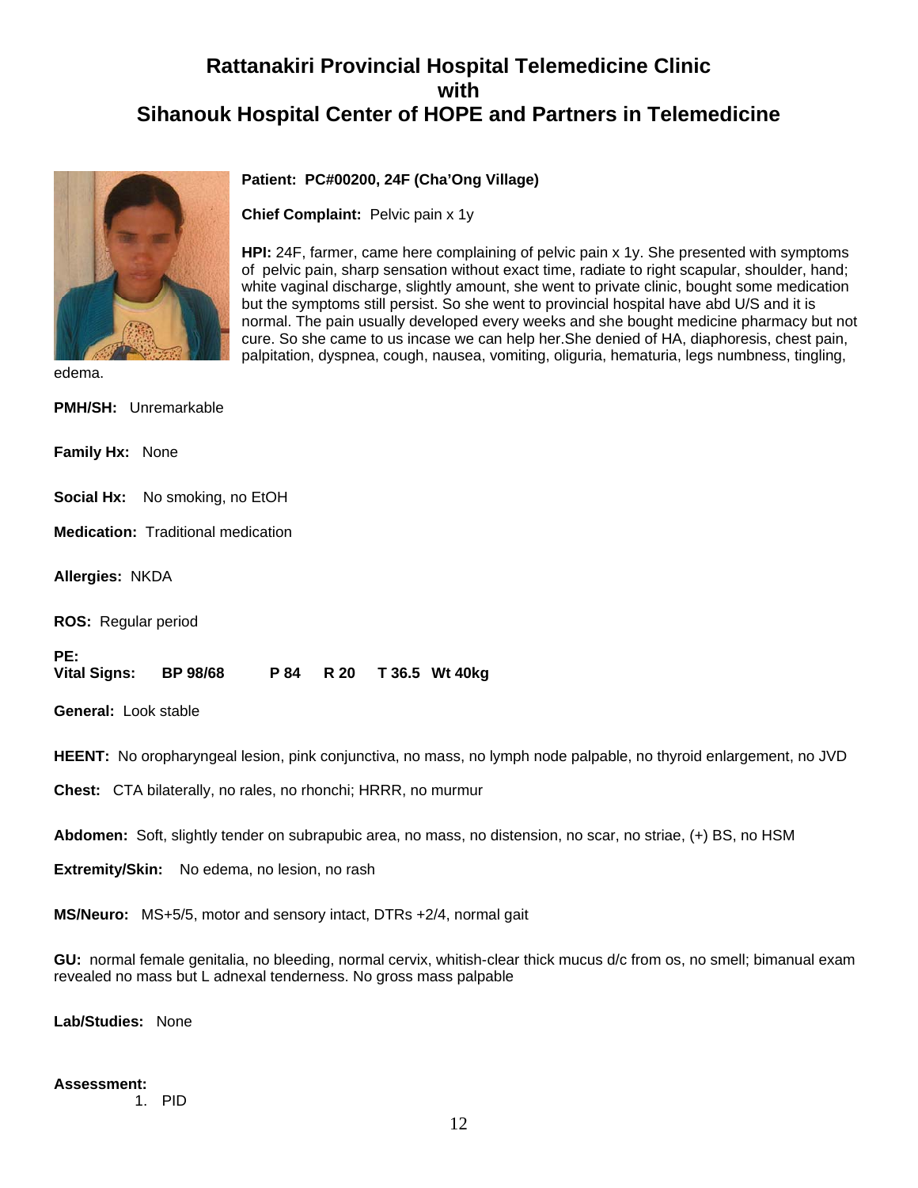# Rattanakiri Provincial Hospital Telemedicine Clinic with Sihanouk Hospital Center of HOPE and Partners in Telemedicine

**Patient: PC#00200, 24F (Cha'Ong Village)**

**Chief Complaint:** Pelvic pain x 1y

**HPI:** 24F, farmer, came here complaining of pelvic pain x 1y. She presented with symptoms of pelvic pain, sharp sensation without exact time, radiate to right scapular, shoulder, hand; white vaginal discharge, slightly amount, she went to private clinic, bought some medication but the symptoms still persist. So she went to provincial hospital have abd U/S and it is normal. The pain usually developed every weeks and she bought medicine pharmacy but not cure. So she came to us incase we can help her.She denied of HA, diaphoresis, chest pain, palpitation, dyspnea, cough, nausea, vomiting, oliguria, hematuria, legs numbness, tingling, edema.

**PMH/SH:** Unremarkable

**Family Hx:** None

**Social Hx:** No smoking, no EtOH

**Medication:** Traditional medication

**Allergies:** NKDA

**ROS:** Regular period

**PE:**
**Vital Signs: BP 98/68 P 84 R 20 T 36.5 Wt 40kg**

**General:** Look stable

**HEENT:** No oropharyngeal lesion, pink conjunctiva, no mass, no lymph node palpable, no thyroid enlargement, no JVD

**Chest:** CTA bilaterally, no rales, no rhonchi; HRRR, no murmur

**Abdomen:** Soft, slightly tender on subrapubic area, no mass, no distension, no scar, no striae, (+) BS, no HSM

**Extremity/Skin:** No edema, no lesion, no rash

**MS/Neuro:** MS+5/5, motor and sensory intact, DTRs +2/4, normal gait

**GU:** normal female genitalia, no bleeding, normal cervix, whitish-clear thick mucus d/c from os, no smell; bimanual exam revealed no mass but L adnexal tenderness. No gross mass palpable

**Lab/Studies:** None

**Assessment:**

1. PID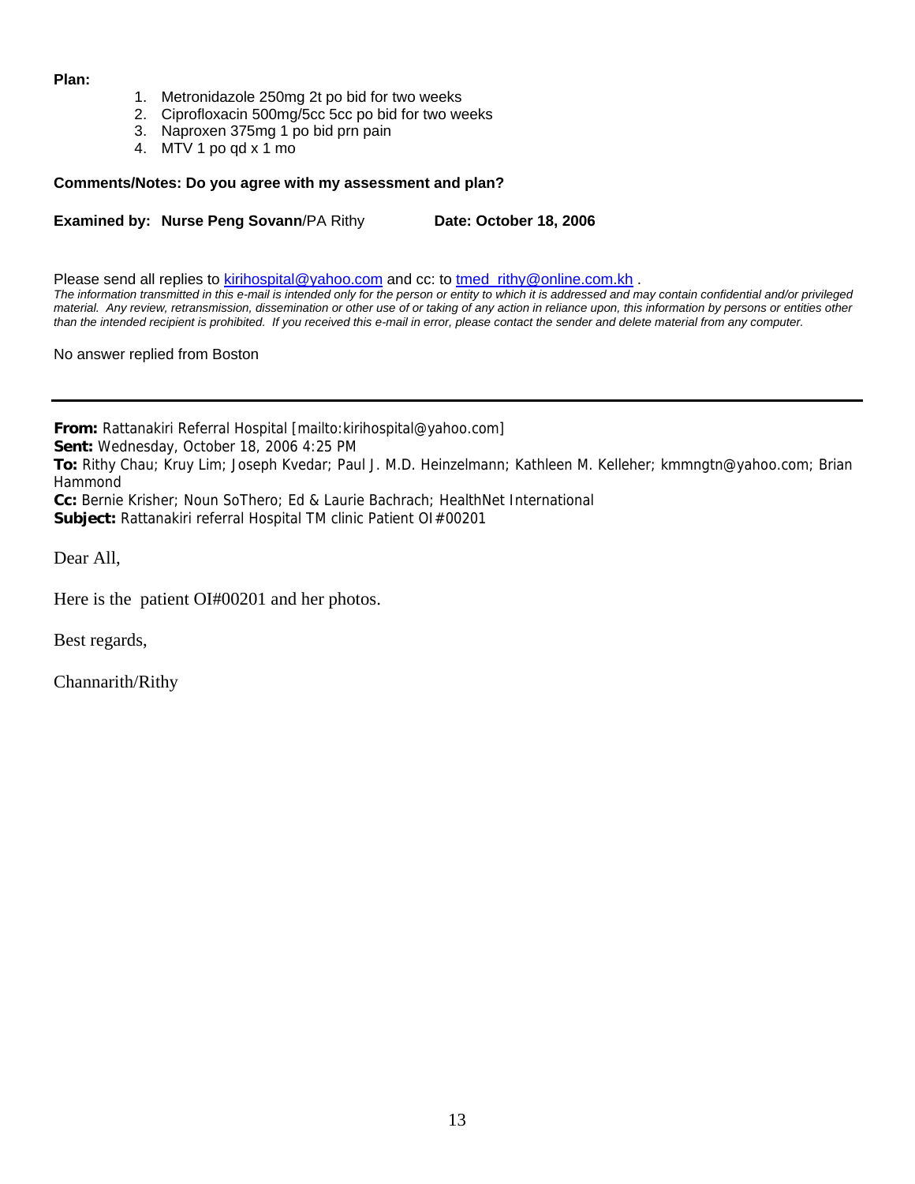**Plan:**

1. Metronidazole 250mg 2t po bid for two weeks
2. Ciprofloxacin 500mg/5cc 5cc po bid for two weeks
3. Naproxen 375mg 1 po bid prn pain
4. MTV 1 po qd x 1 mo

**Comments/Notes: Do you agree with my assessment and plan?**

**Examined by: Nurse Peng Sovann**/PA Rithy **Date: October 18, 2006**

Please send all replies to kirihospital@yahoo.com and cc: to tmed_rithy@online.com.kh .

*The information transmitted in this e-mail is intended only for the person or entity to which it is addressed and may contain confidential and/or privileged material. Any review, retransmission, dissemination or other use of or taking of any action in reliance upon, this information by persons or entities other than the intended recipient is prohibited. If you received this e-mail in error, please contact the sender and delete material from any computer.*

No answer replied from Boston

---

**From:** Rattanakiri Referral Hospital [mailto:kirihospital@yahoo.com]
**Sent:** Wednesday, October 18, 2006 4:25 PM
**To:** Rithy Chau; Kruy Lim; Joseph Kvedar; Paul J. M.D. Heinzelmann; Kathleen M. Kelleher; kmmngtn@yahoo.com; Brian Hammond
**Cc:** Bernie Krisher; Noun SoThero; Ed & Laurie Bachrach; HealthNet International
**Subject:** Rattanakiri referral Hospital TM clinic Patient OI#00201

Dear All,

Here is the patient OI#00201 and her photos.

Best regards,

Channarith/Rithy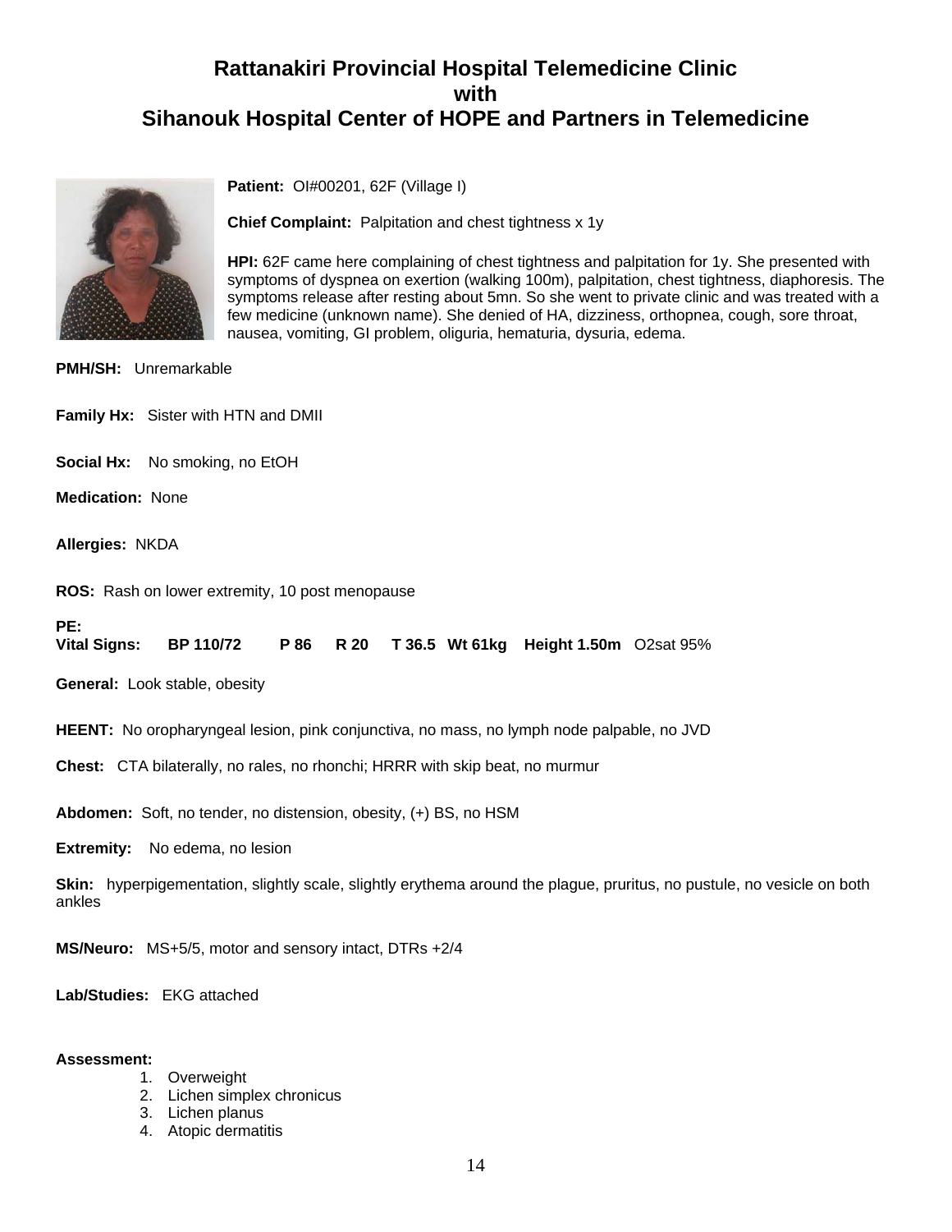# Rattanakiri Provincial Hospital Telemedicine Clinic
# with
# Sihanouk Hospital Center of HOPE and Partners in Telemedicine

**Patient:** OI#00201, 62F (Village I)

**Chief Complaint:** Palpitation and chest tightness x 1y

**HPI:** 62F came here complaining of chest tightness and palpitation for 1y. She presented with symptoms of dyspnea on exertion (walking 100m), palpitation, chest tightness, diaphoresis. The symptoms release after resting about 5mn. So she went to private clinic and was treated with a few medicine (unknown name). She denied of HA, dizziness, orthopnea, cough, sore throat, nausea, vomiting, GI problem, oliguria, hematuria, dysuria, edema.

**PMH/SH:** Unremarkable

**Family Hx:** Sister with HTN and DMII

**Social Hx:** No smoking, no EtOH

**Medication:** None

**Allergies:** NKDA

**ROS:** Rash on lower extremity, 10 post menopause

**PE:**

**Vital Signs:** **BP 110/72** **P 86** **R 20** **T 36.5** **Wt 61kg** **Height 1.50m** O2sat 95%

**General:** Look stable, obesity

**HEENT:** No oropharyngeal lesion, pink conjunctiva, no mass, no lymph node palpable, no JVD

**Chest:** CTA bilaterally, no rales, no rhonchi; HRRR with skip beat, no murmur

**Abdomen:** Soft, no tender, no distension, obesity, (+) BS, no HSM

**Extremity:** No edema, no lesion

**Skin:** hyperpigementation, slightly scale, slightly erythema around the plague, pruritus, no pustule, no vesicle on both ankles

**MS/Neuro:** MS+5/5, motor and sensory intact, DTRs +2/4

**Lab/Studies:** EKG attached

**Assessment:**

1. Overweight
2. Lichen simplex chronicus
3. Lichen planus
4. Atopic dermatitis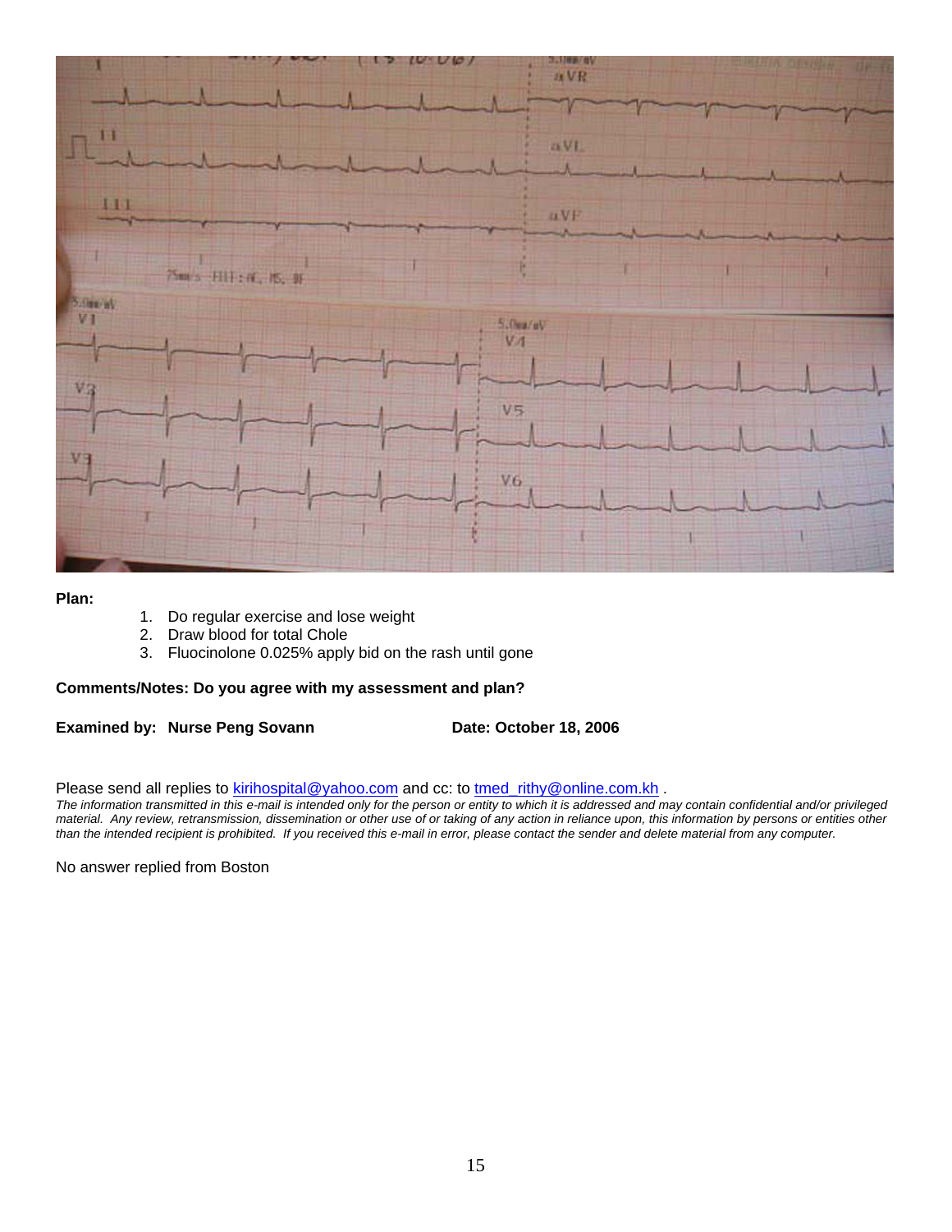**Plan:**

1. Do regular exercise and lose weight
2. Draw blood for total Chole
3. Fluocinolone 0.025% apply bid on the rash until gone

**Comments/Notes: Do you agree with my assessment and plan?**

**Examined by: Nurse Peng Sovann** **Date: October 18, 2006**

Please send all replies to kirihospital@yahoo.com and cc: to tmed_rithy@online.com.kh .

*The information transmitted in this e-mail is intended only for the person or entity to which it is addressed and may contain confidential and/or privileged material. Any review, retransmission, dissemination or other use of or taking of any action in reliance upon, this information by persons or entities other than the intended recipient is prohibited. If you received this e-mail in error, please contact the sender and delete material from any computer.*

No answer replied from Boston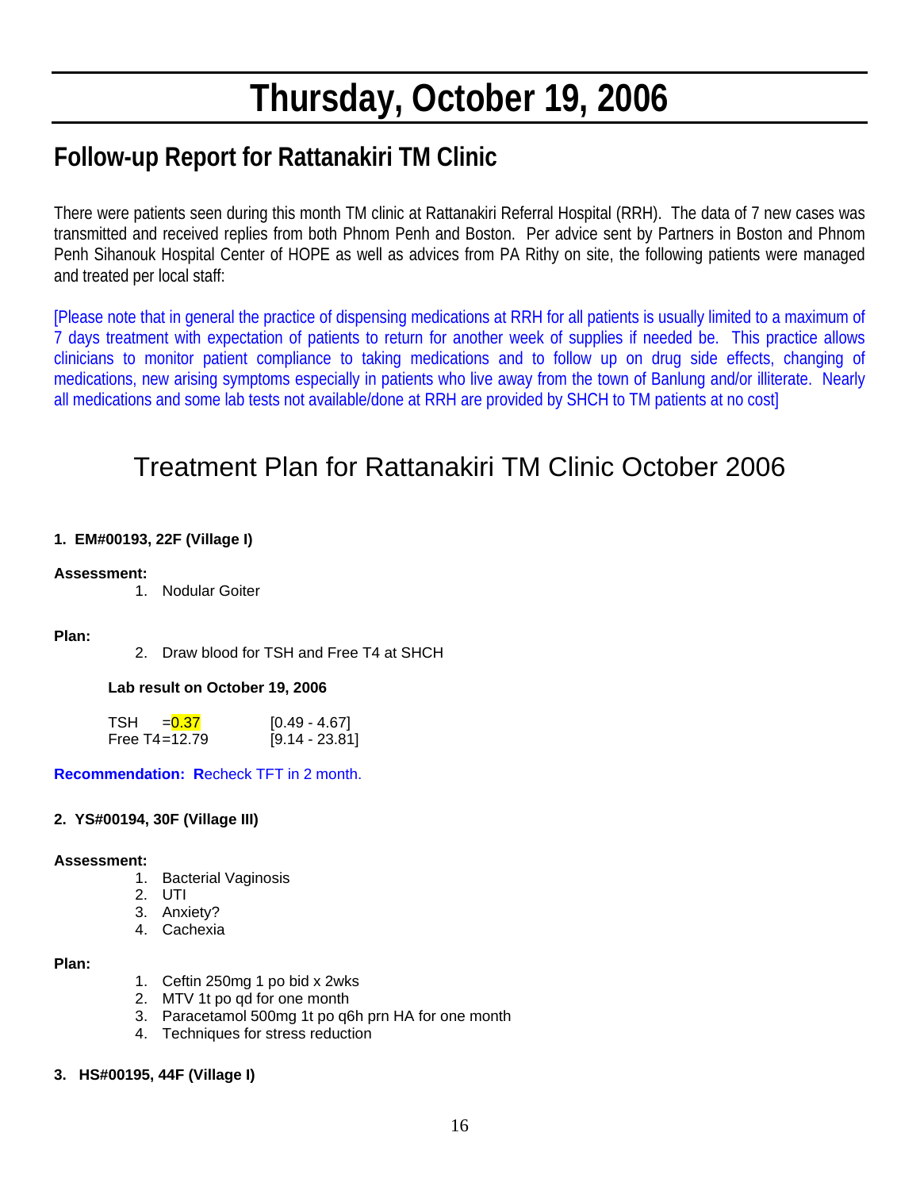# Thursday, October 19, 2006

## Follow-up Report for Rattanakiri TM Clinic

There were patients seen during this month TM clinic at Rattanakiri Referral Hospital (RRH). The data of 7 new cases was transmitted and received replies from both Phnom Penh and Boston. Per advice sent by Partners in Boston and Phnom Penh Sihanouk Hospital Center of HOPE as well as advices from PA Rithy on site, the following patients were managed and treated per local staff:

[Please note that in general the practice of dispensing medications at RRH for all patients is usually limited to a maximum of 7 days treatment with expectation of patients to return for another week of supplies if needed be. This practice allows clinicians to monitor patient compliance to taking medications and to follow up on drug side effects, changing of medications, new arising symptoms especially in patients who live away from the town of Banlung and/or illiterate. Nearly all medications and some lab tests not available/done at RRH are provided by SHCH to TM patients at no cost]

## Treatment Plan for Rattanakiri TM Clinic October 2006

**1. EM#00193, 22F (Village I)**

**Assessment:**

1. Nodular Goiter

**Plan:**

2. Draw blood for TSH and Free T4 at SHCH

**Lab result on October 19, 2006**

| | | |
|---|---|---|
| TSH | =0.37 | [0.49 - 4.67] |
| Free T4 | =12.79 | [9.14 - 23.81] |

**Recommendation: R**echeck TFT in 2 month.

**2. YS#00194, 30F (Village III)**

**Assessment:**

1. Bacterial Vaginosis
2. UTI
3. Anxiety?
4. Cachexia

**Plan:**

1. Ceftin 250mg 1 po bid x 2wks
2. MTV 1t po qd for one month
3. Paracetamol 500mg 1t po q6h prn HA for one month
4. Techniques for stress reduction

**3. HS#00195, 44F (Village I)**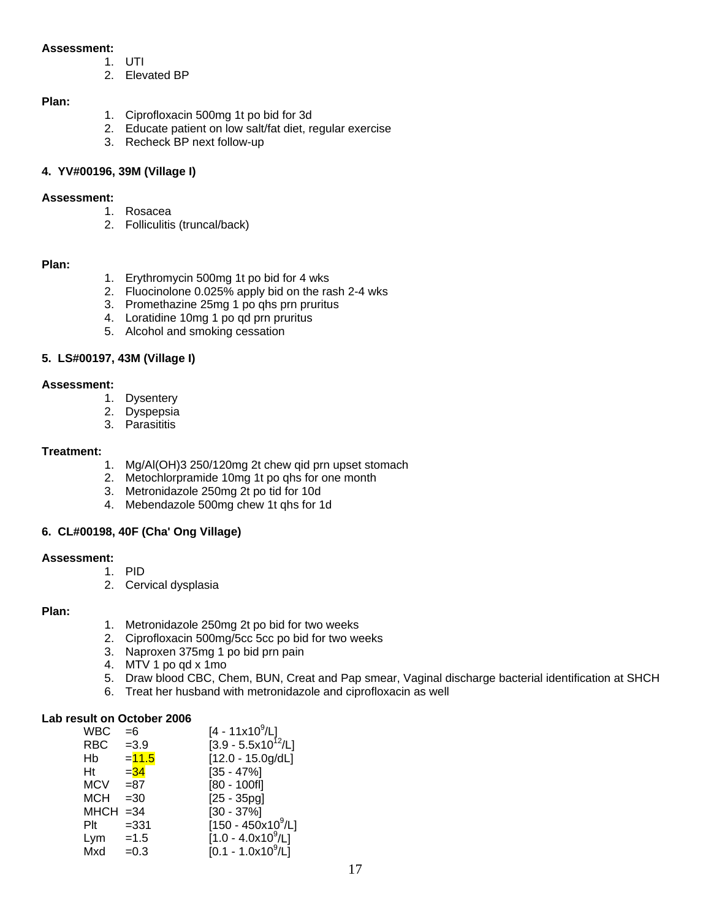**Assessment:**

1. UTI
2. Elevated BP

**Plan:**

1. Ciprofloxacin 500mg 1t po bid for 3d
2. Educate patient on low salt/fat diet, regular exercise
3. Recheck BP next follow-up

**4. YV#00196, 39M (Village I)**

**Assessment:**

1. Rosacea
2. Folliculitis (truncal/back)

**Plan:**

1. Erythromycin 500mg 1t po bid for 4 wks
2. Fluocinolone 0.025% apply bid on the rash 2-4 wks
3. Promethazine 25mg 1 po qhs prn pruritus
4. Loratidine 10mg 1 po qd prn pruritus
5. Alcohol and smoking cessation

**5. LS#00197, 43M (Village I)**

**Assessment:**

1. Dysentery
2. Dyspepsia
3. Parasititis

**Treatment:**

1. Mg/Al(OH)3 250/120mg 2t chew qid prn upset stomach
2. Metochlorpramide 10mg 1t po qhs for one month
3. Metronidazole 250mg 2t po tid for 10d
4. Mebendazole 500mg chew 1t qhs for 1d

**6. CL#00198, 40F (Cha' Ong Village)**

**Assessment:**

1. PID
2. Cervical dysplasia

**Plan:**

1. Metronidazole 250mg 2t po bid for two weeks
2. Ciprofloxacin 500mg/5cc 5cc po bid for two weeks
3. Naproxen 375mg 1 po bid prn pain
4. MTV 1 po qd x 1mo
5. Draw blood CBC, Chem, BUN, Creat and Pap smear, Vaginal discharge bacterial identification at SHCH
6. Treat her husband with metronidazole and ciprofloxacin as well

**Lab result on October 2006**

| | | |
|---|---|---|
| WBC | =6 | [4 - 11x10$^9$/L] |
| RBC | =3.9 | [3.9 - 5.5x10$^{12}$/L] |
| Hb | =11.5 | [12.0 - 15.0g/dL] |
| Ht | =34 | [35 - 47%] |
| MCV | =87 | [80 - 100fl] |
| MCH | =30 | [25 - 35pg] |
| MHCH | =34 | [30 - 37%] |
| Plt | =331 | [150 - 450x10$^9$/L] |
| Lym | =1.5 | [1.0 - 4.0x10$^9$/L] |
| Mxd | =0.3 | [0.1 - 1.0x10$^9$/L] |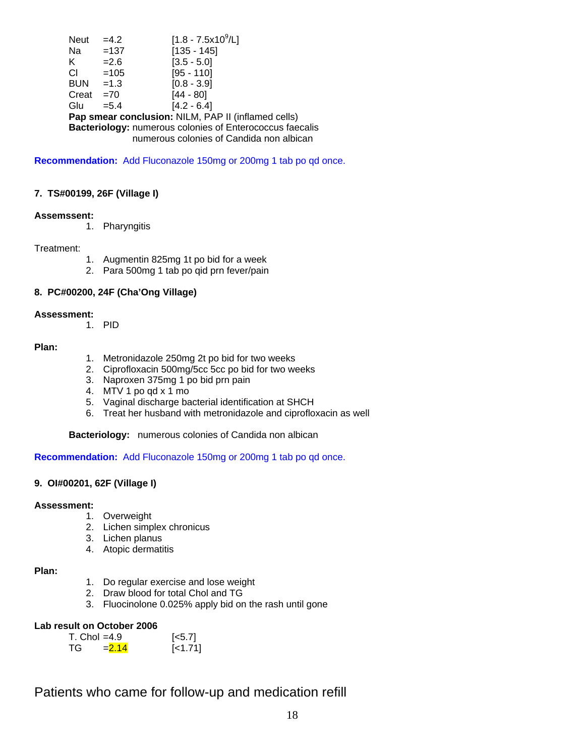| | | |
|---|---|---|
| Neut | =4.2 | [1.8 - 7.5x10$^9$/L] |
| Na | =137 | [135 - 145] |
| K | =2.6 | [3.5 - 5.0] |
| Cl | =105 | [95 - 110] |
| BUN | =1.3 | [0.8 - 3.9] |
| Creat | =70 | [44 - 80] |
| Glu | =5.4 | [4.2 - 6.4] |

**Pap smear conclusion:** NILM, PAP II (inflamed cells)
**Bacteriology:** numerous colonies of Enterococcus faecalis
numerous colonies of Candida non albican

**Recommendation:** Add Fluconazole 150mg or 200mg 1 tab po qd once.

#### 7. TS#00199, 26F (Village I)

**Assemssent:**

1. Pharyngitis

Treatment:

1. Augmentin 825mg 1t po bid for a week
2. Para 500mg 1 tab po qid prn fever/pain

#### 8. PC#00200, 24F (Cha'Ong Village)

**Assessment:**

1. PID

**Plan:**

1. Metronidazole 250mg 2t po bid for two weeks
2. Ciprofloxacin 500mg/5cc 5cc po bid for two weeks
3. Naproxen 375mg 1 po bid prn pain
4. MTV 1 po qd x 1 mo
5. Vaginal discharge bacterial identification at SHCH
6. Treat her husband with metronidazole and ciprofloxacin as well

**Bacteriology:** numerous colonies of Candida non albican

**Recommendation:** Add Fluconazole 150mg or 200mg 1 tab po qd once.

#### 9. OI#00201, 62F (Village I)

**Assessment:**

1. Overweight
2. Lichen simplex chronicus
3. Lichen planus
4. Atopic dermatitis

**Plan:**

1. Do regular exercise and lose weight
2. Draw blood for total Chol and TG
3. Fluocinolone 0.025% apply bid on the rash until gone

**Lab result on October 2006**

| | | |
|---|---|---|
| T. Chol | =4.9 | [<5.7] |
| TG | =2.14 | [<1.71] |

## Patients who came for follow-up and medication refill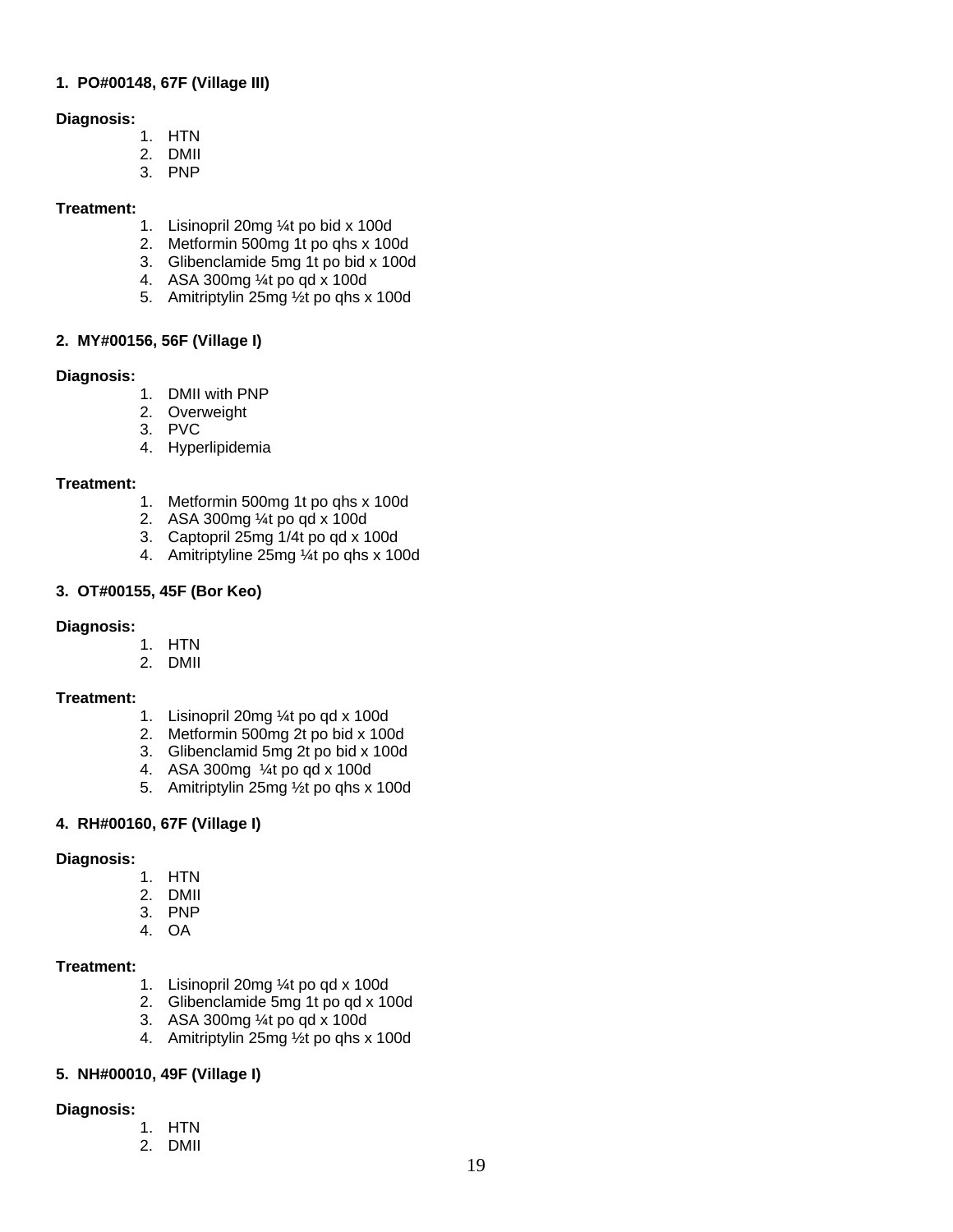**1. PO#00148, 67F (Village III)**

**Diagnosis:**

1. HTN
2. DMII
3. PNP

**Treatment:**

1. Lisinopril 20mg ¼t po bid x 100d
2. Metformin 500mg 1t po qhs x 100d
3. Glibenclamide 5mg 1t po bid x 100d
4. ASA 300mg ¼t po qd x 100d
5. Amitriptylin 25mg ½t po qhs x 100d

**2. MY#00156, 56F (Village I)**

**Diagnosis:**

1. DMII with PNP
2. Overweight
3. PVC
4. Hyperlipidemia

**Treatment:**

1. Metformin 500mg 1t po qhs x 100d
2. ASA 300mg ¼t po qd x 100d
3. Captopril 25mg 1/4t po qd x 100d
4. Amitriptyline 25mg ¼t po qhs x 100d

**3. OT#00155, 45F (Bor Keo)**

**Diagnosis:**

1. HTN
2. DMII

**Treatment:**

1. Lisinopril 20mg ¼t po qd x 100d
2. Metformin 500mg 2t po bid x 100d
3. Glibenclamid 5mg 2t po bid x 100d
4. ASA 300mg ¼t po qd x 100d
5. Amitriptylin 25mg ½t po qhs x 100d

**4. RH#00160, 67F (Village I)**

**Diagnosis:**

1. HTN
2. DMII
3. PNP
4. OA

**Treatment:**

1. Lisinopril 20mg ¼t po qd x 100d
2. Glibenclamide 5mg 1t po qd x 100d
3. ASA 300mg ¼t po qd x 100d
4. Amitriptylin 25mg ½t po qhs x 100d

**5. NH#00010, 49F (Village I)**

**Diagnosis:**

1. HTN
2. DMII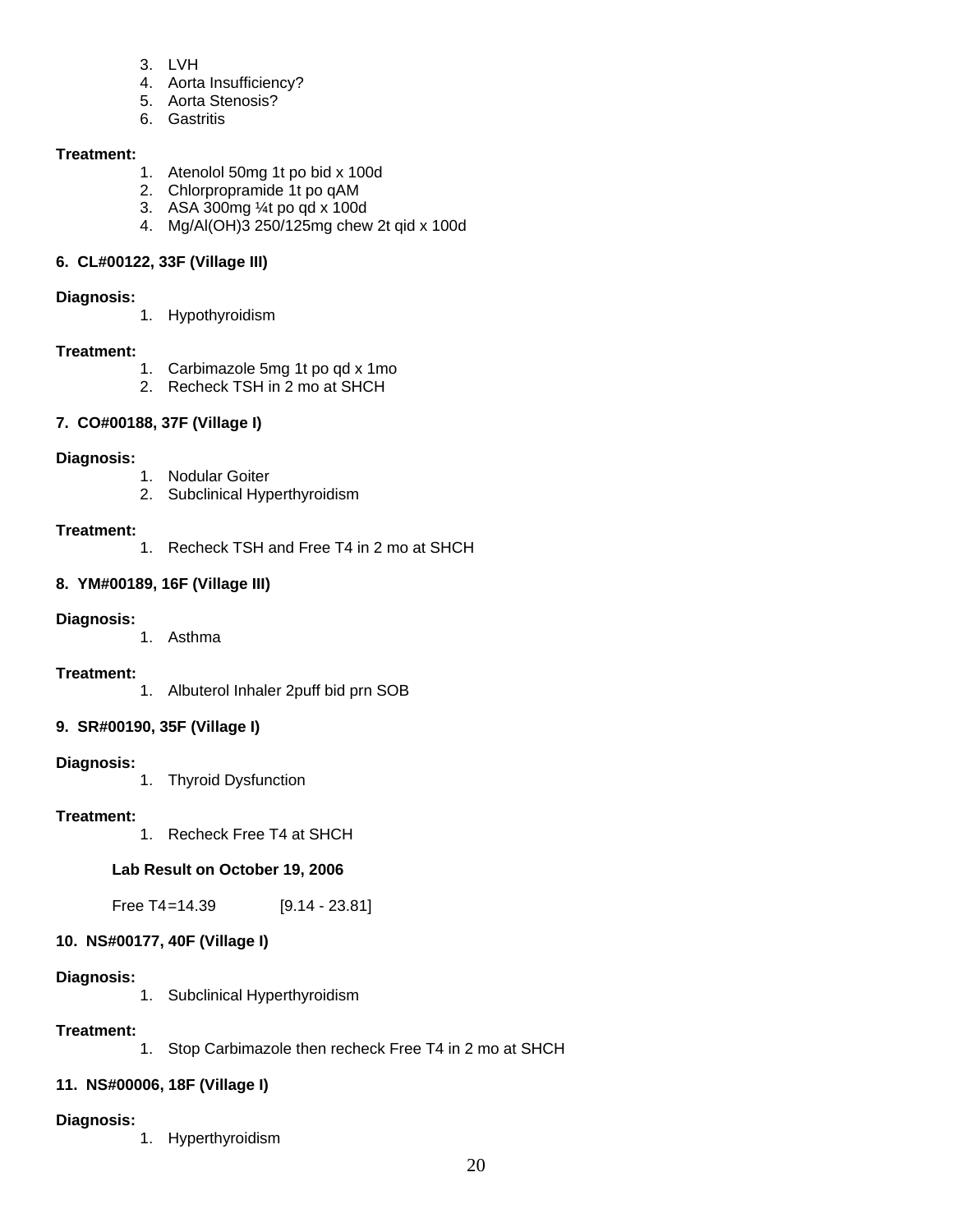3. LVH
4. Aorta Insufficiency?
5. Aorta Stenosis?
6. Gastritis

**Treatment:**

1. Atenolol 50mg 1t po bid x 100d
2. Chlorpropramide 1t po qAM
3. ASA 300mg ¼t po qd x 100d
4. Mg/Al(OH)3 250/125mg chew 2t qid x 100d

**6. CL#00122, 33F (Village III)**

**Diagnosis:**

1. Hypothyroidism

**Treatment:**

1. Carbimazole 5mg 1t po qd x 1mo
2. Recheck TSH in 2 mo at SHCH

**7. CO#00188, 37F (Village I)**

**Diagnosis:**

1. Nodular Goiter
2. Subclinical Hyperthyroidism

**Treatment:**

1. Recheck TSH and Free T4 in 2 mo at SHCH

**8. YM#00189, 16F (Village III)**

**Diagnosis:**

1. Asthma

**Treatment:**

1. Albuterol Inhaler 2puff bid prn SOB

**9. SR#00190, 35F (Village I)**

**Diagnosis:**

1. Thyroid Dysfunction

**Treatment:**

1. Recheck Free T4 at SHCH

**Lab Result on October 19, 2006**

Free T4=14.39 [9.14 - 23.81]

**10. NS#00177, 40F (Village I)**

**Diagnosis:**

1. Subclinical Hyperthyroidism

**Treatment:**

1. Stop Carbimazole then recheck Free T4 in 2 mo at SHCH

**11. NS#00006, 18F (Village I)**

**Diagnosis:**

1. Hyperthyroidism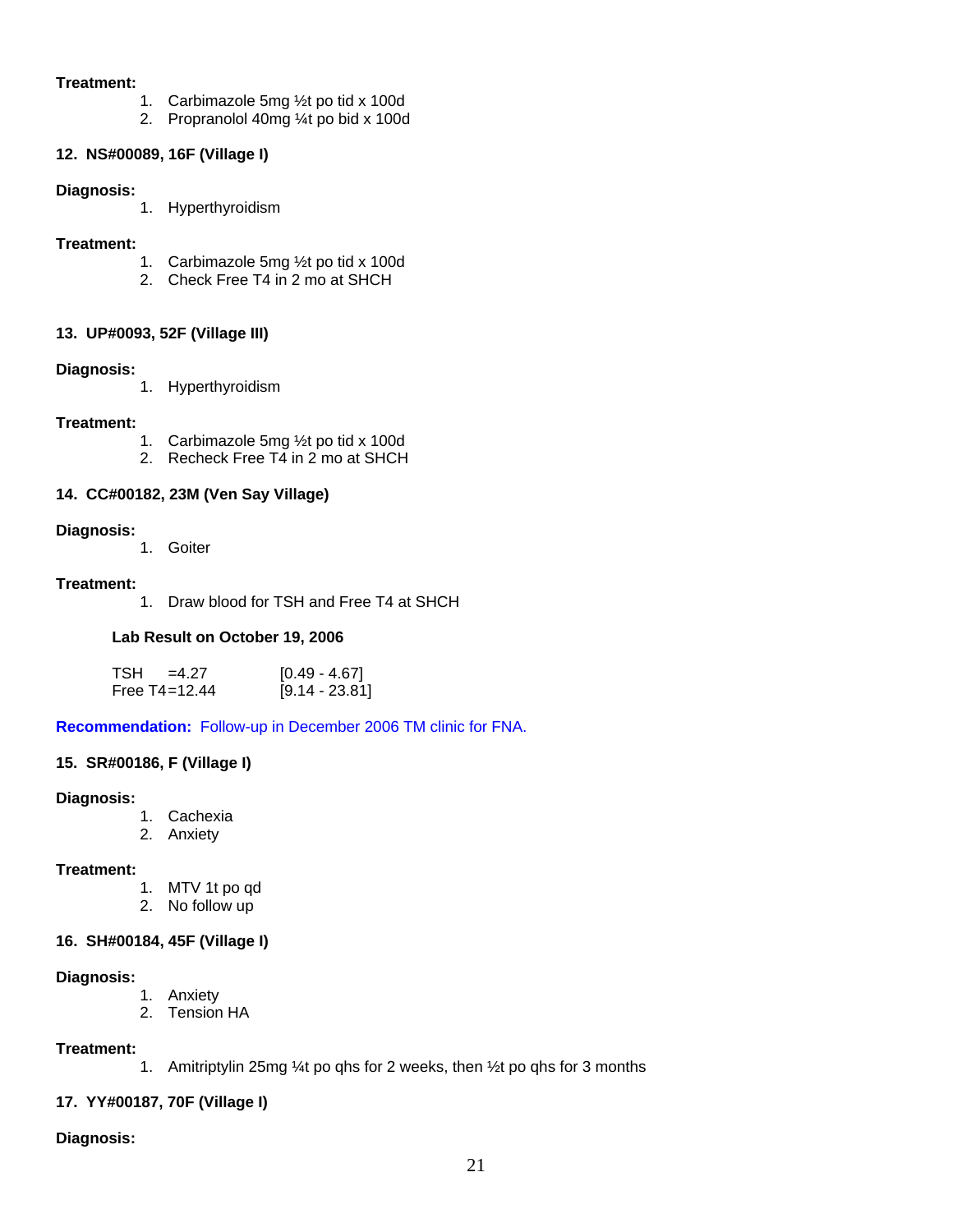**Treatment:**

1. Carbimazole 5mg ½t po tid x 100d
2. Propranolol 40mg ¼t po bid x 100d

**12. NS#00089, 16F (Village I)**

**Diagnosis:**

1. Hyperthyroidism

**Treatment:**

1. Carbimazole 5mg ½t po tid x 100d
2. Check Free T4 in 2 mo at SHCH

**13. UP#0093, 52F (Village III)**

**Diagnosis:**

1. Hyperthyroidism

**Treatment:**

1. Carbimazole 5mg ½t po tid x 100d
2. Recheck Free T4 in 2 mo at SHCH

**14. CC#00182, 23M (Ven Say Village)**

**Diagnosis:**

1. Goiter

**Treatment:**

1. Draw blood for TSH and Free T4 at SHCH

**Lab Result on October 19, 2006**

| | | |
|---|---|---|
| TSH | =4.27 | [0.49 - 4.67] |
| Free T4 | =12.44 | [9.14 - 23.81] |

**Recommendation:** Follow-up in December 2006 TM clinic for FNA.

**15. SR#00186, F (Village I)**

**Diagnosis:**

1. Cachexia
2. Anxiety

**Treatment:**

1. MTV 1t po qd
2. No follow up

**16. SH#00184, 45F (Village I)**

**Diagnosis:**

1. Anxiety
2. Tension HA

**Treatment:**

1. Amitriptylin 25mg ¼t po qhs for 2 weeks, then ½t po qhs for 3 months

**17. YY#00187, 70F (Village I)**

**Diagnosis:**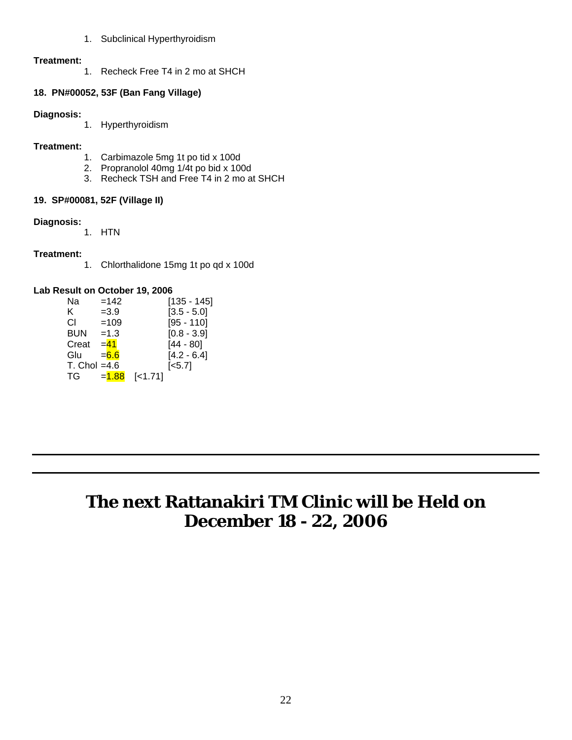1. Subclinical Hyperthyroidism

**Treatment:**

1. Recheck Free T4 in 2 mo at SHCH

**18. PN#00052, 53F (Ban Fang Village)**

**Diagnosis:**

1. Hyperthyroidism

**Treatment:**

1. Carbimazole 5mg 1t po tid x 100d
2. Propranolol 40mg 1/4t po bid x 100d
3. Recheck TSH and Free T4 in 2 mo at SHCH

**19. SP#00081, 52F (Village II)**

**Diagnosis:**

1. HTN

**Treatment:**

1. Chlorthalidone 15mg 1t po qd x 100d

**Lab Result on October 19, 2006**

| | | |
|---|---|---|
| Na | =142 | [135 - 145] |
| K | =3.9 | [3.5 - 5.0] |
| Cl | =109 | [95 - 110] |
| BUN | =1.3 | [0.8 - 3.9] |
| Creat | =41 | [44 - 80] |
| Glu | =6.6 | [4.2 - 6.4] |
| T. Chol | =4.6 | [<5.7] |
| TG | =1.88 | [<1.71] |

---

# The next Rattanakiri TM Clinic will be Held on December 18 - 22, 2006